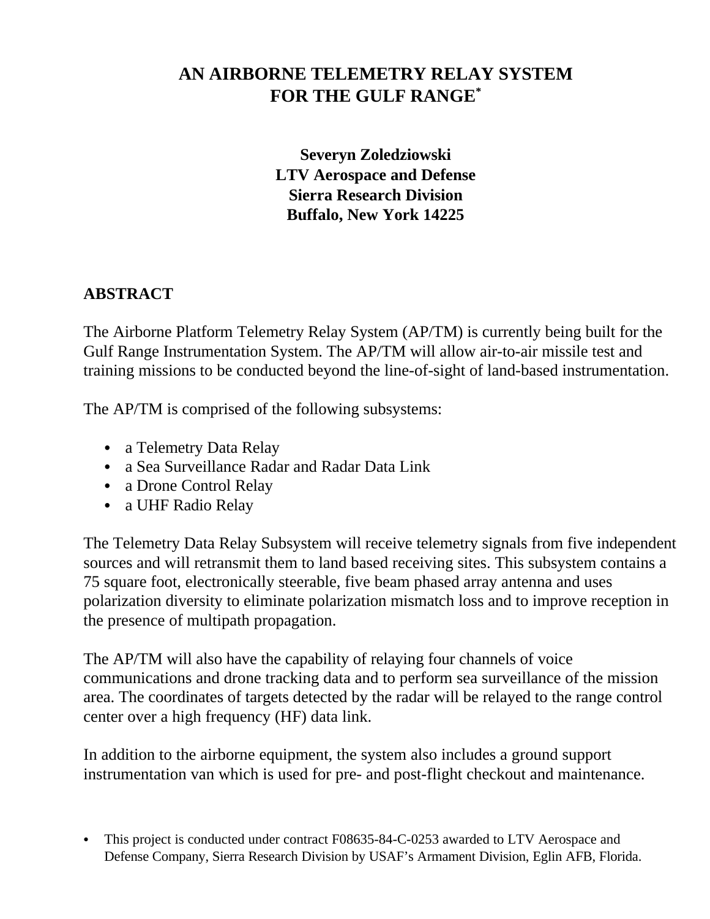# AN AIRBORNE TELEMETRY RELAY SYSTEM FOR THE GULF RANGE*

**Severyn Zoledziowski**
**LTV Aerospace and Defense**
**Sierra Research Division**
**Buffalo, New York 14225**

## ABSTRACT

The Airborne Platform Telemetry Relay System (AP/TM) is currently being built for the Gulf Range Instrumentation System. The AP/TM will allow air-to-air missile test and training missions to be conducted beyond the line-of-sight of land-based instrumentation.

The AP/TM is comprised of the following subsystems:

- a Telemetry Data Relay
- a Sea Surveillance Radar and Radar Data Link
- a Drone Control Relay
- a UHF Radio Relay

The Telemetry Data Relay Subsystem will receive telemetry signals from five independent sources and will retransmit them to land based receiving sites. This subsystem contains a 75 square foot, electronically steerable, five beam phased array antenna and uses polarization diversity to eliminate polarization mismatch loss and to improve reception in the presence of multipath propagation.

The AP/TM will also have the capability of relaying four channels of voice communications and drone tracking data and to perform sea surveillance of the mission area. The coordinates of targets detected by the radar will be relayed to the range control center over a high frequency (HF) data link.

In addition to the airborne equipment, the system also includes a ground support instrumentation van which is used for pre- and post-flight checkout and maintenance.

- This project is conducted under contract F08635-84-C-0253 awarded to LTV Aerospace and Defense Company, Sierra Research Division by USAF's Armament Division, Eglin AFB, Florida.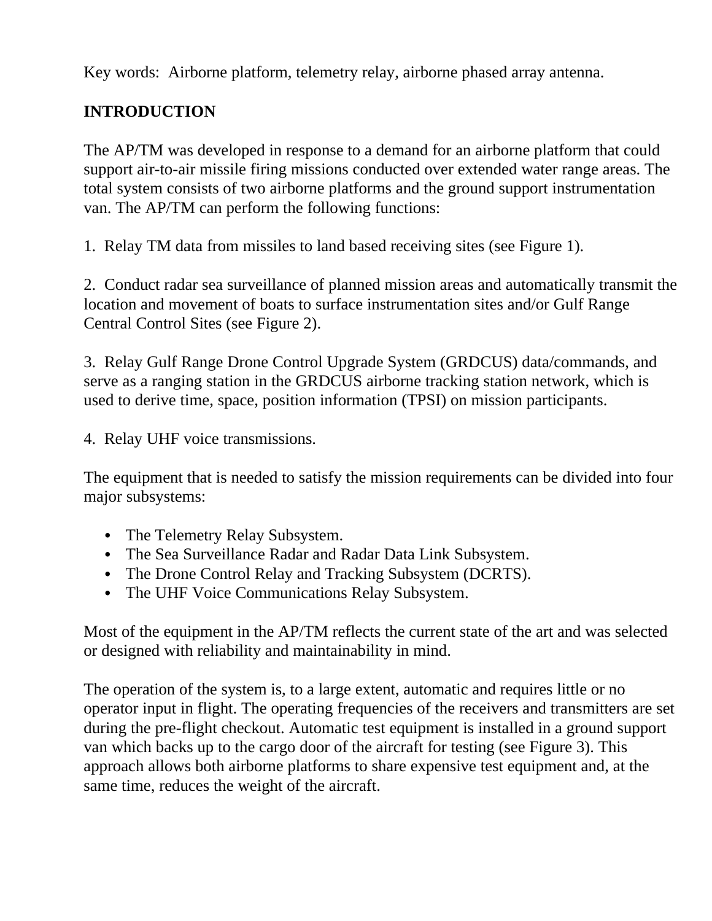Key words: Airborne platform, telemetry relay, airborne phased array antenna.

## INTRODUCTION

The AP/TM was developed in response to a demand for an airborne platform that could support air-to-air missile firing missions conducted over extended water range areas. The total system consists of two airborne platforms and the ground support instrumentation van. The AP/TM can perform the following functions:

1. Relay TM data from missiles to land based receiving sites (see Figure 1).

2. Conduct radar sea surveillance of planned mission areas and automatically transmit the location and movement of boats to surface instrumentation sites and/or Gulf Range Central Control Sites (see Figure 2).

3. Relay Gulf Range Drone Control Upgrade System (GRDCUS) data/commands, and serve as a ranging station in the GRDCUS airborne tracking station network, which is used to derive time, space, position information (TPSI) on mission participants.

4. Relay UHF voice transmissions.

The equipment that is needed to satisfy the mission requirements can be divided into four major subsystems:

- The Telemetry Relay Subsystem.
- The Sea Surveillance Radar and Radar Data Link Subsystem.
- The Drone Control Relay and Tracking Subsystem (DCRTS).
- The UHF Voice Communications Relay Subsystem.

Most of the equipment in the AP/TM reflects the current state of the art and was selected or designed with reliability and maintainability in mind.

The operation of the system is, to a large extent, automatic and requires little or no operator input in flight. The operating frequencies of the receivers and transmitters are set during the pre-flight checkout. Automatic test equipment is installed in a ground support van which backs up to the cargo door of the aircraft for testing (see Figure 3). This approach allows both airborne platforms to share expensive test equipment and, at the same time, reduces the weight of the aircraft.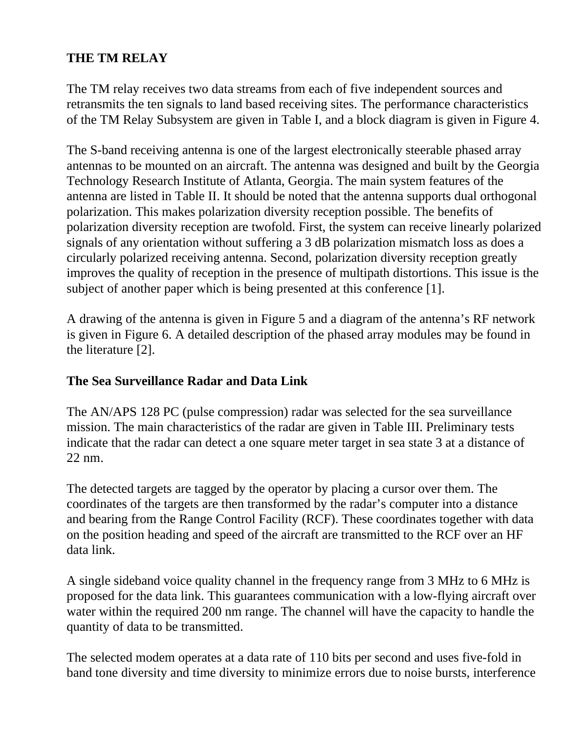## THE TM RELAY

The TM relay receives two data streams from each of five independent sources and retransmits the ten signals to land based receiving sites. The performance characteristics of the TM Relay Subsystem are given in Table I, and a block diagram is given in Figure 4.

The S-band receiving antenna is one of the largest electronically steerable phased array antennas to be mounted on an aircraft. The antenna was designed and built by the Georgia Technology Research Institute of Atlanta, Georgia. The main system features of the antenna are listed in Table II. It should be noted that the antenna supports dual orthogonal polarization. This makes polarization diversity reception possible. The benefits of polarization diversity reception are twofold. First, the system can receive linearly polarized signals of any orientation without suffering a 3 dB polarization mismatch loss as does a circularly polarized receiving antenna. Second, polarization diversity reception greatly improves the quality of reception in the presence of multipath distortions. This issue is the subject of another paper which is being presented at this conference [1].

A drawing of the antenna is given in Figure 5 and a diagram of the antenna's RF network is given in Figure 6. A detailed description of the phased array modules may be found in the literature [2].

### The Sea Surveillance Radar and Data Link

The AN/APS 128 PC (pulse compression) radar was selected for the sea surveillance mission. The main characteristics of the radar are given in Table III. Preliminary tests indicate that the radar can detect a one square meter target in sea state 3 at a distance of 22 nm.

The detected targets are tagged by the operator by placing a cursor over them. The coordinates of the targets are then transformed by the radar's computer into a distance and bearing from the Range Control Facility (RCF). These coordinates together with data on the position heading and speed of the aircraft are transmitted to the RCF over an HF data link.

A single sideband voice quality channel in the frequency range from 3 MHz to 6 MHz is proposed for the data link. This guarantees communication with a low-flying aircraft over water within the required 200 nm range. The channel will have the capacity to handle the quantity of data to be transmitted.

The selected modem operates at a data rate of 110 bits per second and uses five-fold in band tone diversity and time diversity to minimize errors due to noise bursts, interference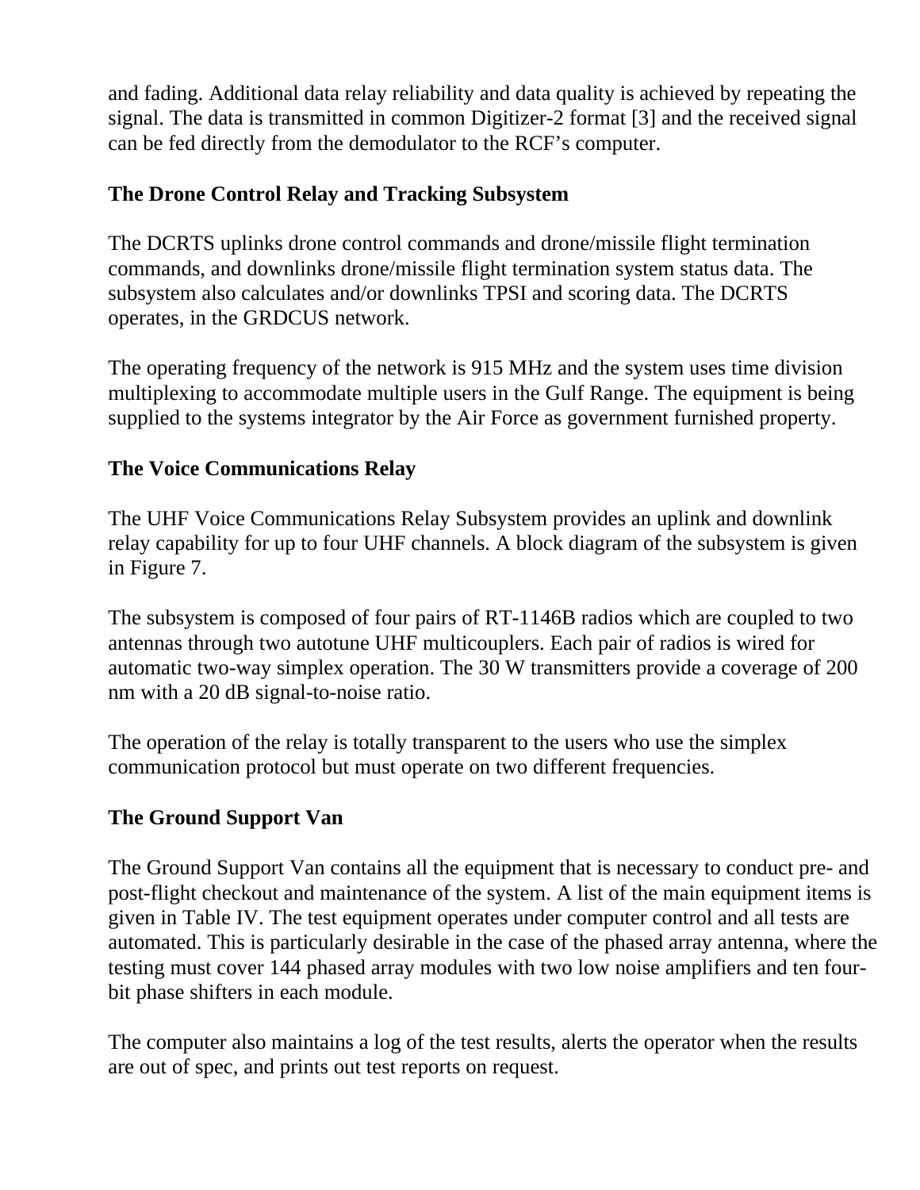and fading. Additional data relay reliability and data quality is achieved by repeating the signal. The data is transmitted in common Digitizer-2 format [3] and the received signal can be fed directly from the demodulator to the RCF's computer.

### The Drone Control Relay and Tracking Subsystem

The DCRTS uplinks drone control commands and drone/missile flight termination commands, and downlinks drone/missile flight termination system status data. The subsystem also calculates and/or downlinks TPSI and scoring data. The DCRTS operates, in the GRDCUS network.

The operating frequency of the network is 915 MHz and the system uses time division multiplexing to accommodate multiple users in the Gulf Range. The equipment is being supplied to the systems integrator by the Air Force as government furnished property.

### The Voice Communications Relay

The UHF Voice Communications Relay Subsystem provides an uplink and downlink relay capability for up to four UHF channels. A block diagram of the subsystem is given in Figure 7.

The subsystem is composed of four pairs of RT-1146B radios which are coupled to two antennas through two autotune UHF multicouplers. Each pair of radios is wired for automatic two-way simplex operation. The 30 W transmitters provide a coverage of 200 nm with a 20 dB signal-to-noise ratio.

The operation of the relay is totally transparent to the users who use the simplex communication protocol but must operate on two different frequencies.

### The Ground Support Van

The Ground Support Van contains all the equipment that is necessary to conduct pre- and post-flight checkout and maintenance of the system. A list of the main equipment items is given in Table IV. The test equipment operates under computer control and all tests are automated. This is particularly desirable in the case of the phased array antenna, where the testing must cover 144 phased array modules with two low noise amplifiers and ten four-bit phase shifters in each module.

The computer also maintains a log of the test results, alerts the operator when the results are out of spec, and prints out test reports on request.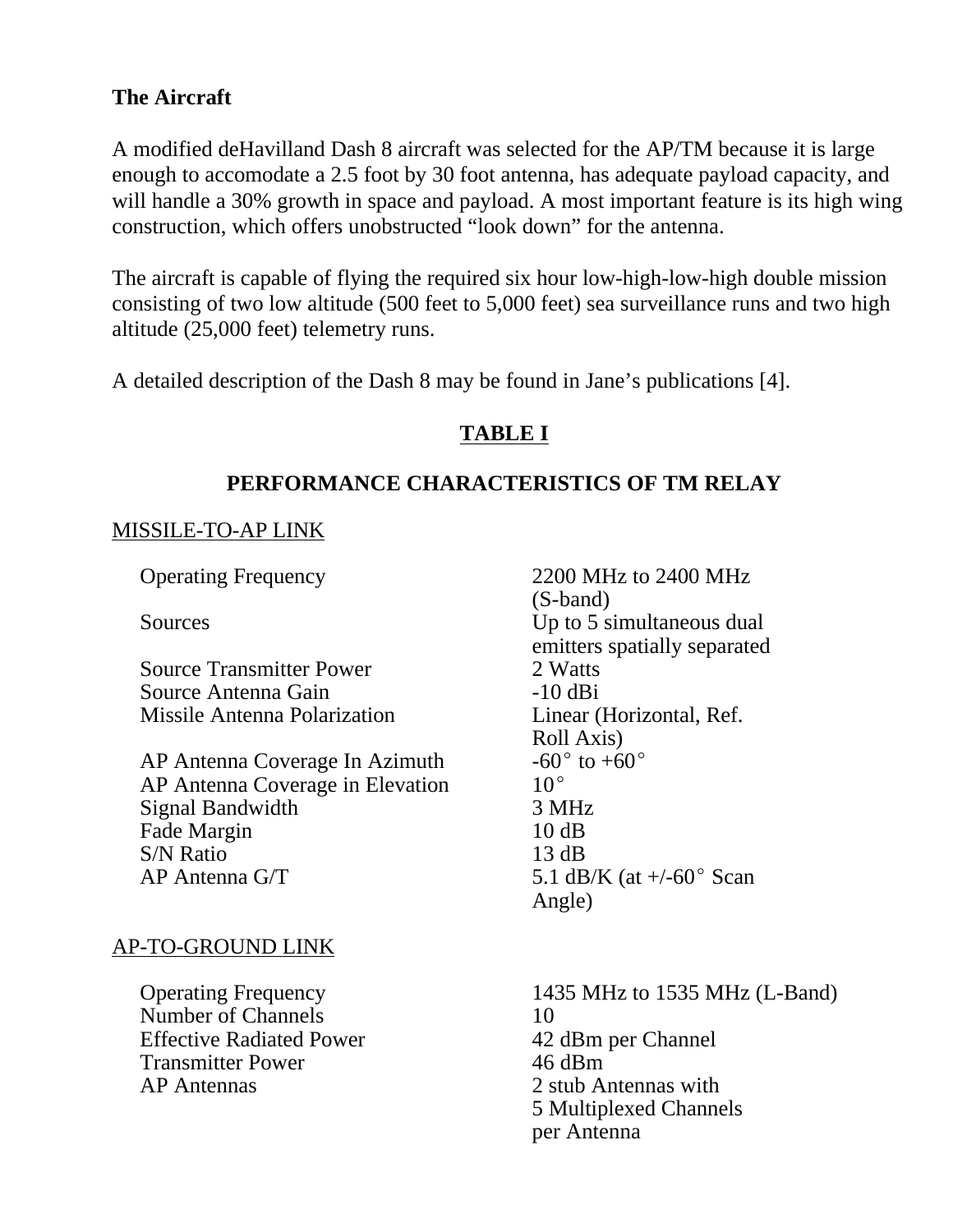### The Aircraft

A modified deHavilland Dash 8 aircraft was selected for the AP/TM because it is large enough to accomodate a 2.5 foot by 30 foot antenna, has adequate payload capacity, and will handle a 30% growth in space and payload. A most important feature is its high wing construction, which offers unobstructed "look down" for the antenna.

The aircraft is capable of flying the required six hour low-high-low-high double mission consisting of two low altitude (500 feet to 5,000 feet) sea surveillance runs and two high altitude (25,000 feet) telemetry runs.

A detailed description of the Dash 8 may be found in Jane's publications [4].

**TABLE I**

**PERFORMANCE CHARACTERISTICS OF TM RELAY**

MISSILE-TO-AP LINK

| Parameter | Value |
|---|---|
| Operating Frequency | 2200 MHz to 2400 MHz (S-band) |
| Sources | Up to 5 simultaneous dual emitters spatially separated |
| Source Transmitter Power | 2 Watts |
| Source Antenna Gain | -10 dBi |
| Missile Antenna Polarization | Linear (Horizontal, Ref. Roll Axis) |
| AP Antenna Coverage In Azimuth | -60° to +60° |
| AP Antenna Coverage in Elevation | 10° |
| Signal Bandwidth | 3 MHz |
| Fade Margin | 10 dB |
| S/N Ratio | 13 dB |
| AP Antenna G/T | 5.1 dB/K (at +/-60° Scan Angle) |

AP-TO-GROUND LINK

| Parameter | Value |
|---|---|
| Operating Frequency | 1435 MHz to 1535 MHz (L-Band) |
| Number of Channels | 10 |
| Effective Radiated Power | 42 dBm per Channel |
| Transmitter Power | 46 dBm |
| AP Antennas | 2 stub Antennas with 5 Multiplexed Channels per Antenna |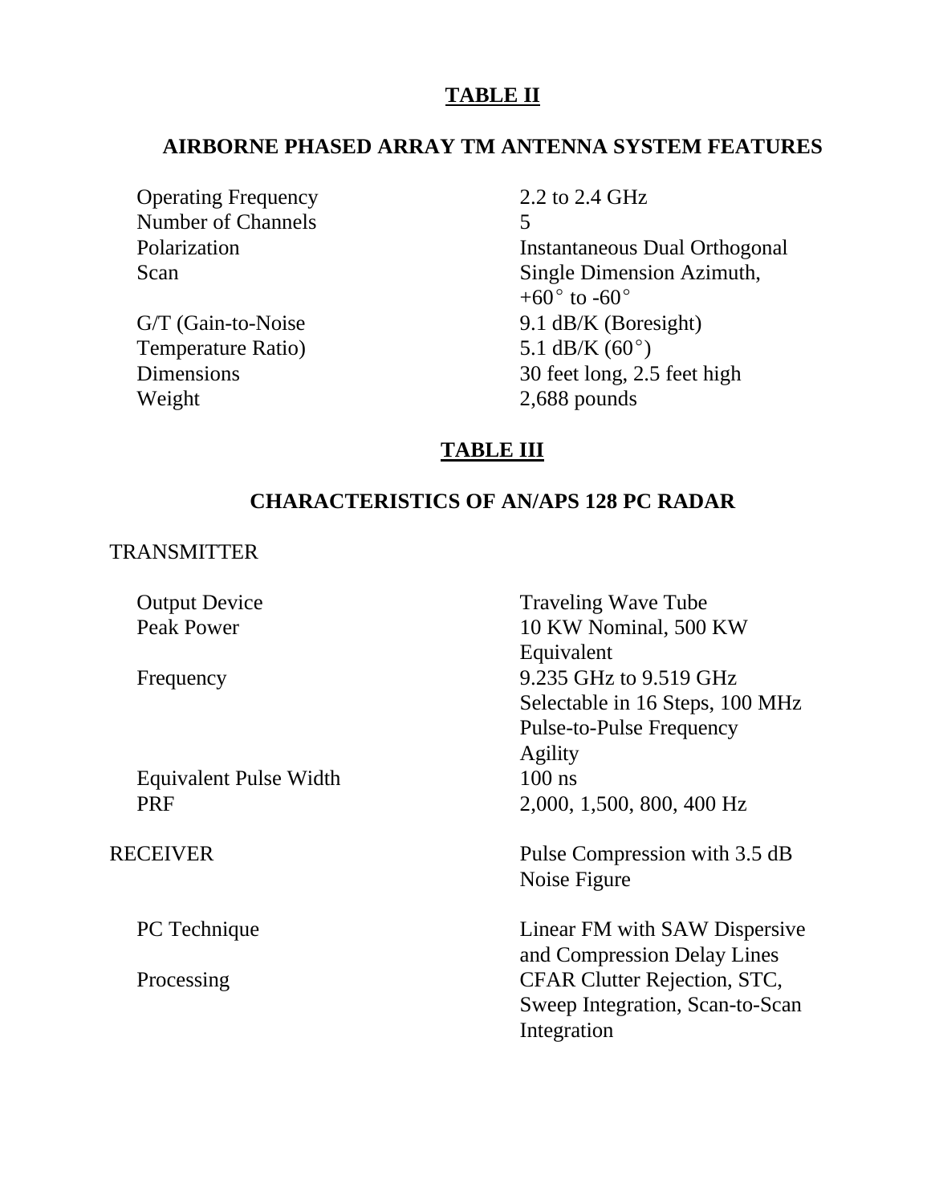## TABLE II

### AIRBORNE PHASED ARRAY TM ANTENNA SYSTEM FEATURES

| | |
|---|---|
| Operating Frequency | 2.2 to 2.4 GHz |
| Number of Channels | 5 |
| Polarization | Instantaneous Dual Orthogonal |
| Scan | Single Dimension Azimuth, +60° to -60° |
| G/T (Gain-to-Noise Temperature Ratio) | 9.1 dB/K (Boresight)<br>5.1 dB/K (60°) |
| Dimensions | 30 feet long, 2.5 feet high |
| Weight | 2,688 pounds |

## TABLE III

### CHARACTERISTICS OF AN/APS 128 PC RADAR

| | |
|---|---|
| TRANSMITTER | |
| Output Device | Traveling Wave Tube |
| Peak Power | 10 KW Nominal, 500 KW Equivalent |
| Frequency | 9.235 GHz to 9.519 GHz Selectable in 16 Steps, 100 MHz Pulse-to-Pulse Frequency Agility |
| Equivalent Pulse Width | 100 ns |
| PRF | 2,000, 1,500, 800, 400 Hz |
| RECEIVER | Pulse Compression with 3.5 dB Noise Figure |
| PC Technique | Linear FM with SAW Dispersive and Compression Delay Lines |
| Processing | CFAR Clutter Rejection, STC, Sweep Integration, Scan-to-Scan Integration |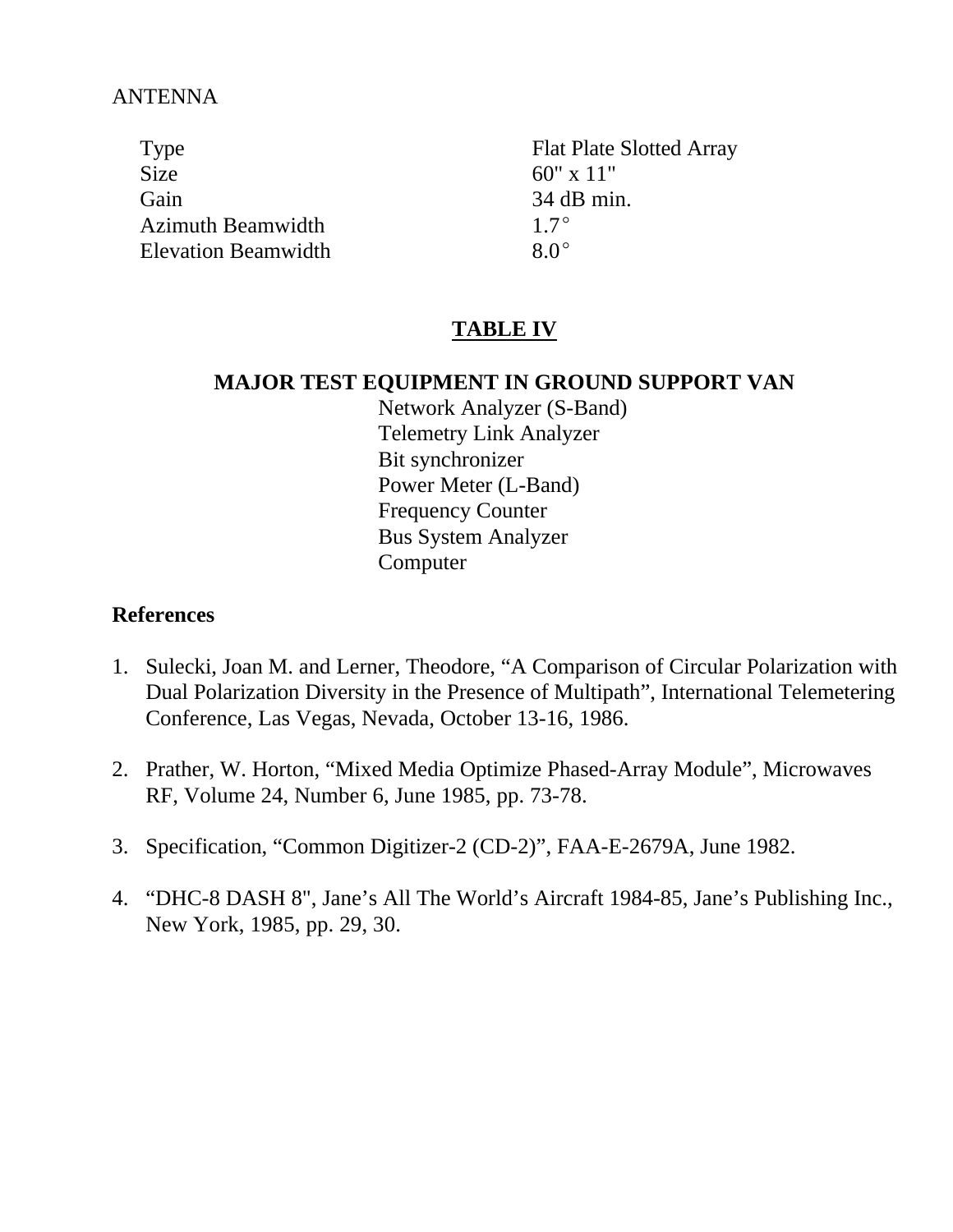ANTENNA

| | |
|---|---|
| Type | Flat Plate Slotted Array |
| Size | 60" x 11" |
| Gain | 34 dB min. |
| Azimuth Beamwidth | 1.7° |
| Elevation Beamwidth | 8.0° |

## TABLE IV

### MAJOR TEST EQUIPMENT IN GROUND SUPPORT VAN

Network Analyzer (S-Band)
Telemetry Link Analyzer
Bit synchronizer
Power Meter (L-Band)
Frequency Counter
Bus System Analyzer
Computer

## References

1. Sulecki, Joan M. and Lerner, Theodore, "A Comparison of Circular Polarization with Dual Polarization Diversity in the Presence of Multipath", International Telemetering Conference, Las Vegas, Nevada, October 13-16, 1986.

2. Prather, W. Horton, "Mixed Media Optimize Phased-Array Module", Microwaves RF, Volume 24, Number 6, June 1985, pp. 73-78.

3. Specification, "Common Digitizer-2 (CD-2)", FAA-E-2679A, June 1982.

4. "DHC-8 DASH 8", Jane's All The World's Aircraft 1984-85, Jane's Publishing Inc., New York, 1985, pp. 29, 30.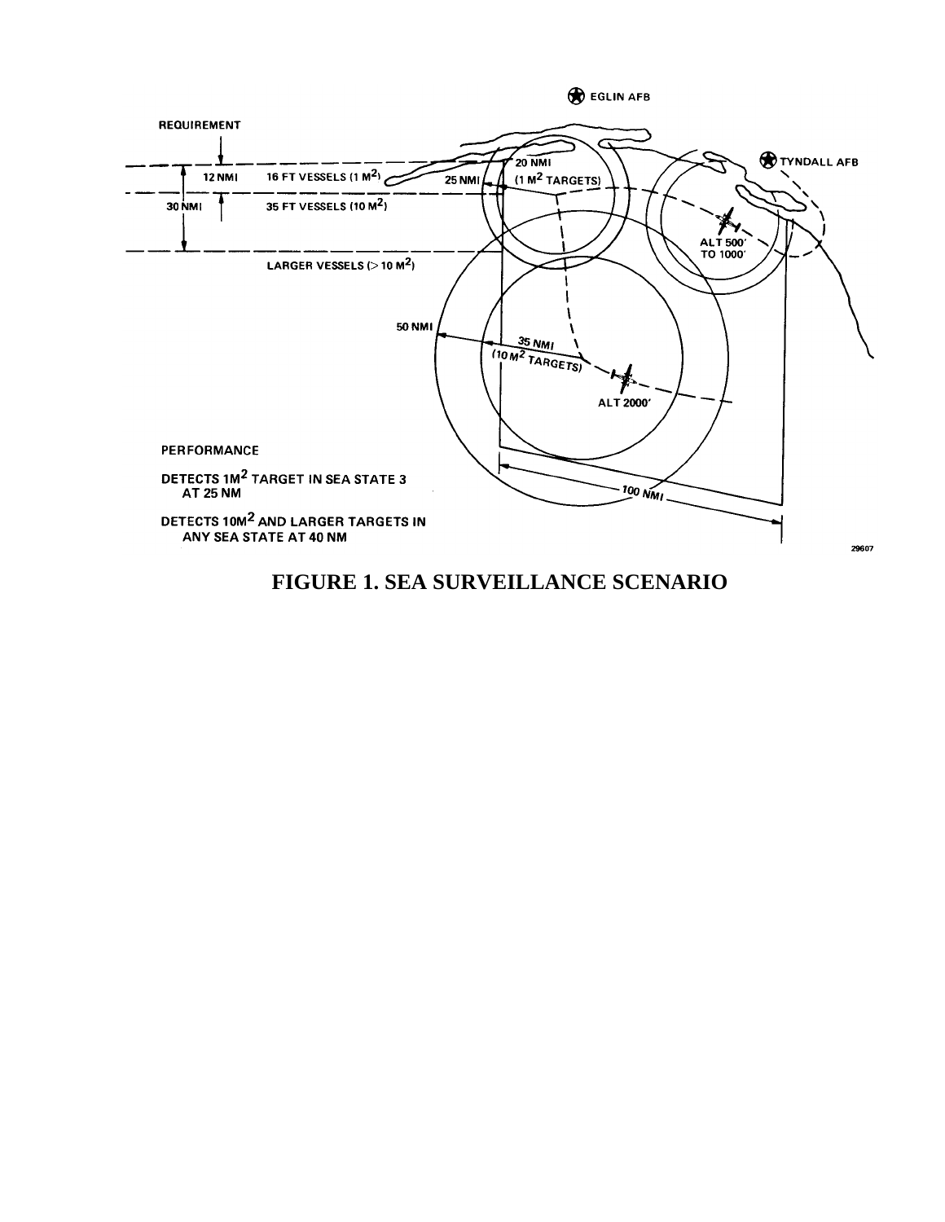**FIGURE 1. SEA SURVEILLANCE SCENARIO**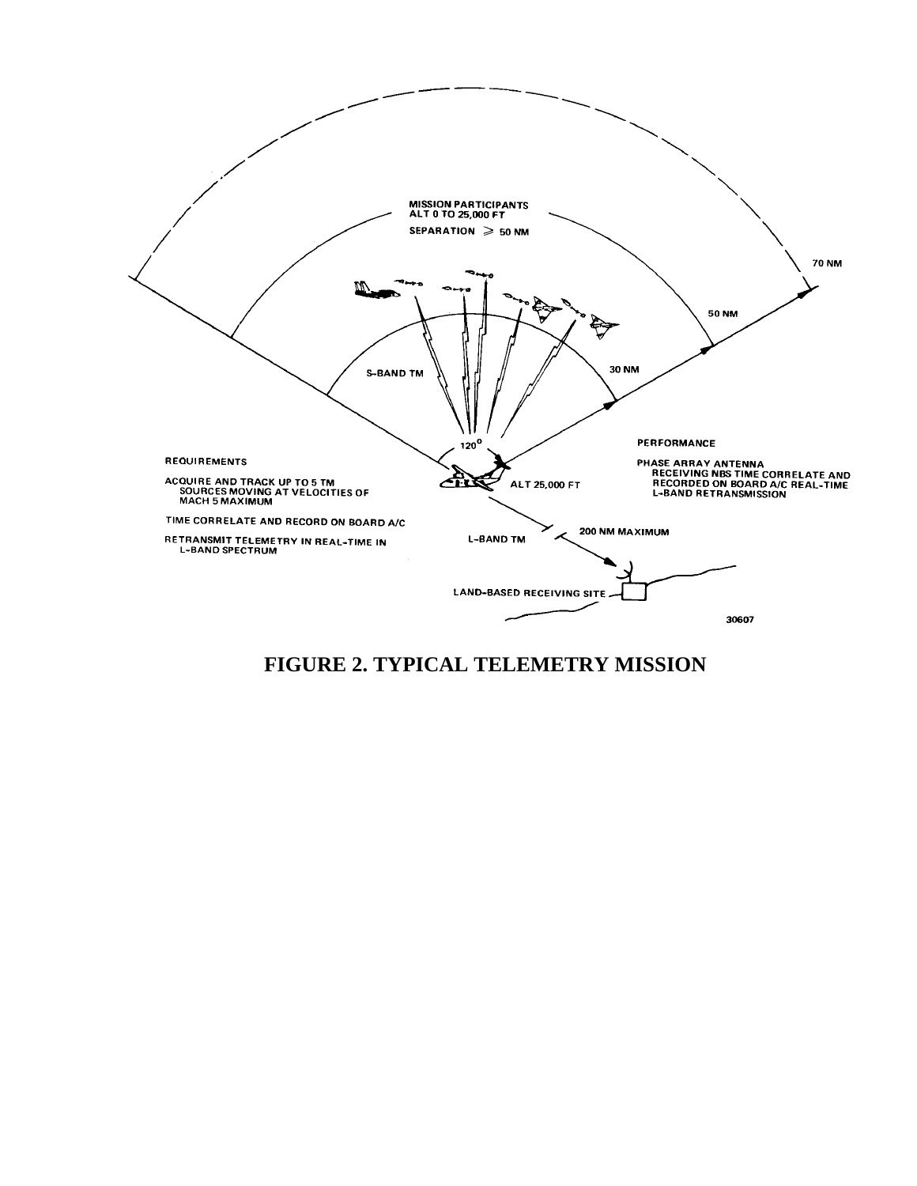MISSION PARTICIPANTS
ALT 0 TO 25,000 FT

SEPARATION ≥ 50 NM

70 NM

50 NM

30 NM

S-BAND TM

120°

REQUIREMENTS

ACQUIRE AND TRACK UP TO 5 TM SOURCES MOVING AT VELOCITIES OF MACH 5 MAXIMUM

TIME CORRELATE AND RECORD ON BOARD A/C

RETRANSMIT TELEMETRY IN REAL-TIME IN L-BAND SPECTRUM

ALT 25,000 FT

PERFORMANCE

PHASE ARRAY ANTENNA
RECEIVING NBS TIME CORRELATE AND RECORDED ON BOARD A/C REAL-TIME L-BAND RETRANSMISSION

L-BAND TM

200 NM MAXIMUM

LAND-BASED RECEIVING SITE

30607

**FIGURE 2. TYPICAL TELEMETRY MISSION**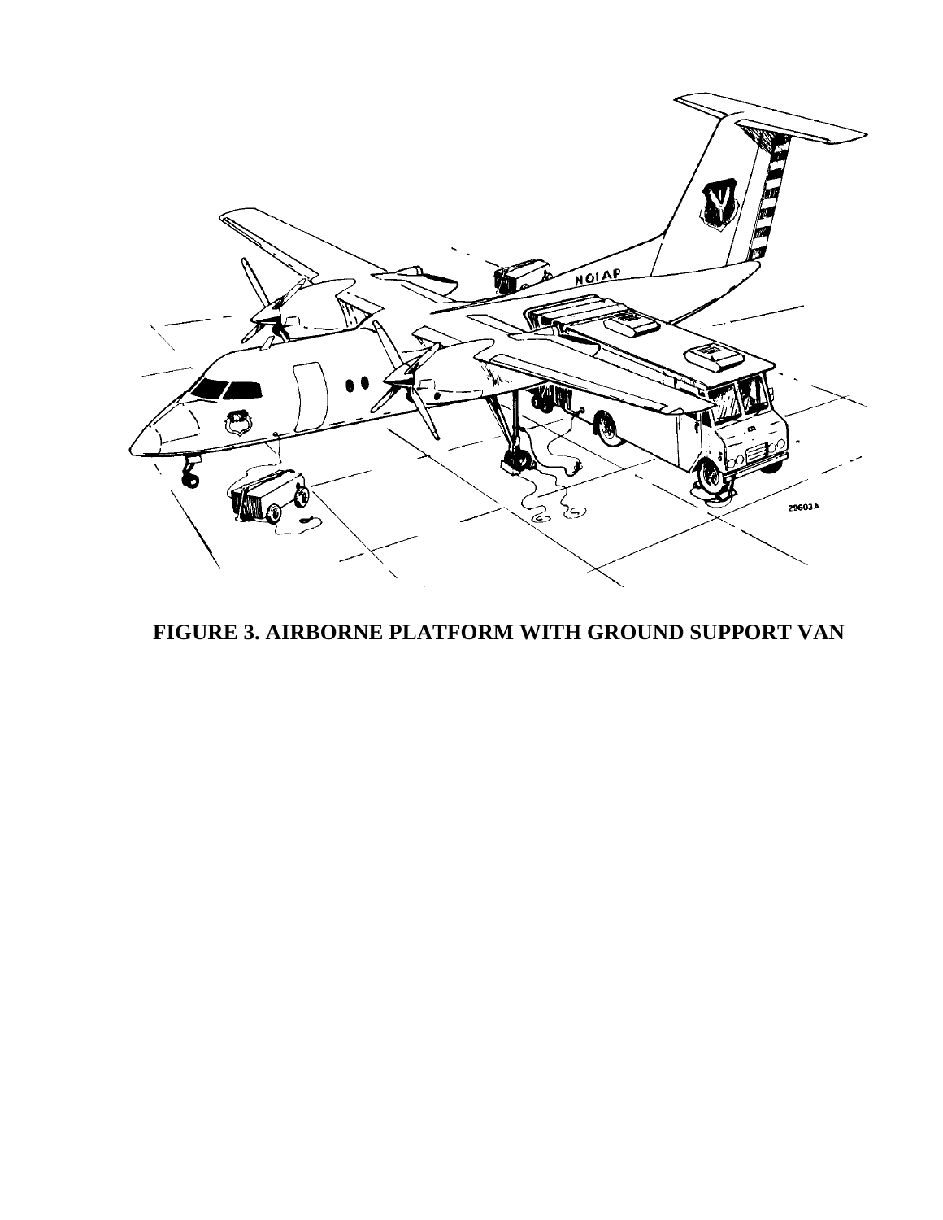**FIGURE 3. AIRBORNE PLATFORM WITH GROUND SUPPORT VAN**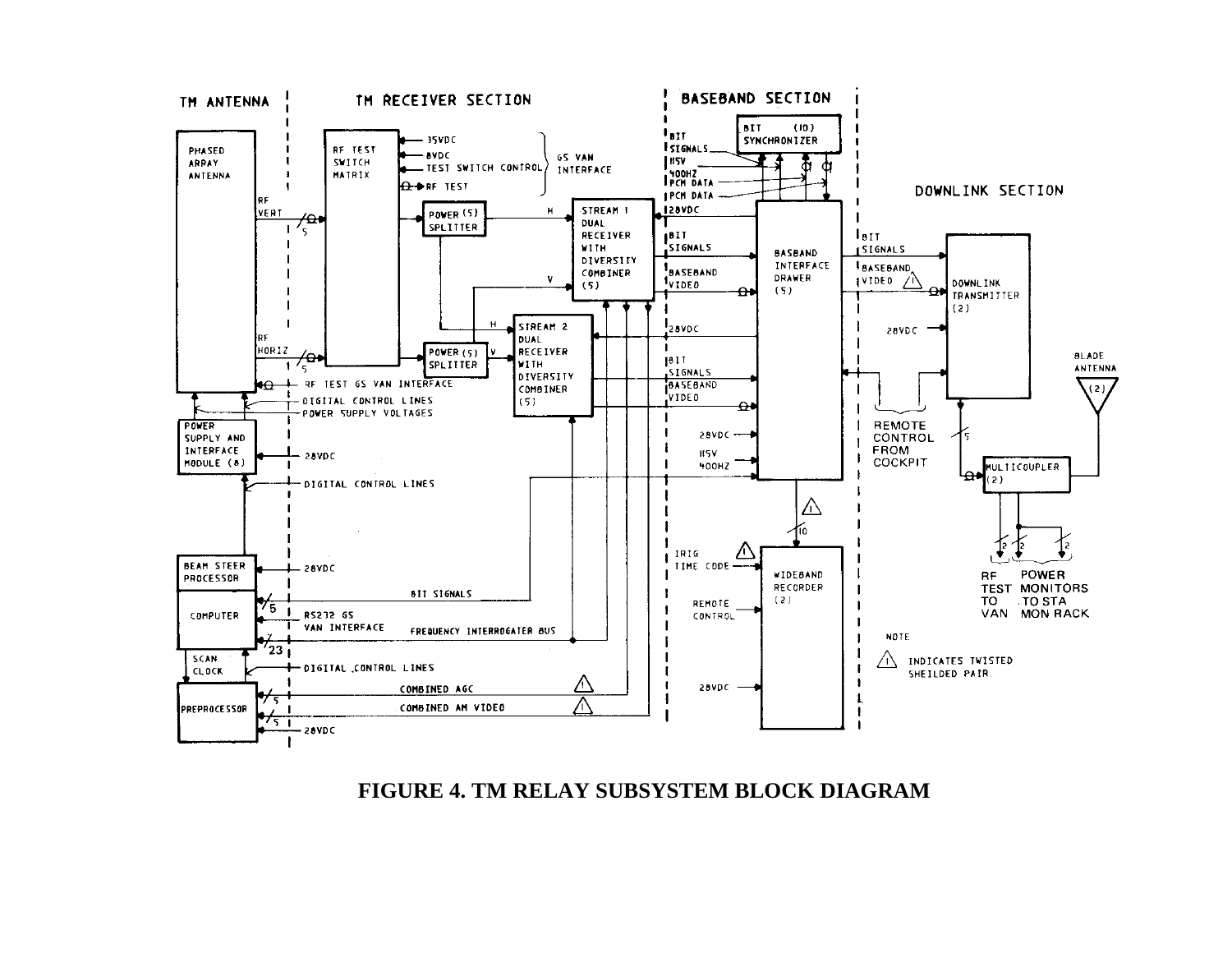**FIGURE 4. TM RELAY SUBSYSTEM BLOCK DIAGRAM**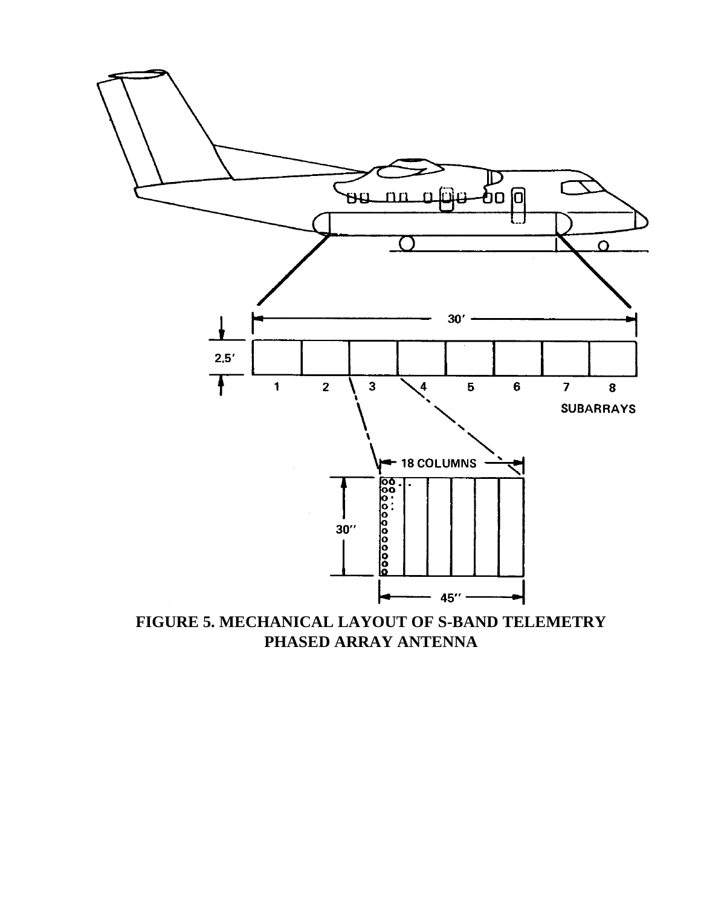**FIGURE 5. MECHANICAL LAYOUT OF S-BAND TELEMETRY PHASED ARRAY ANTENNA**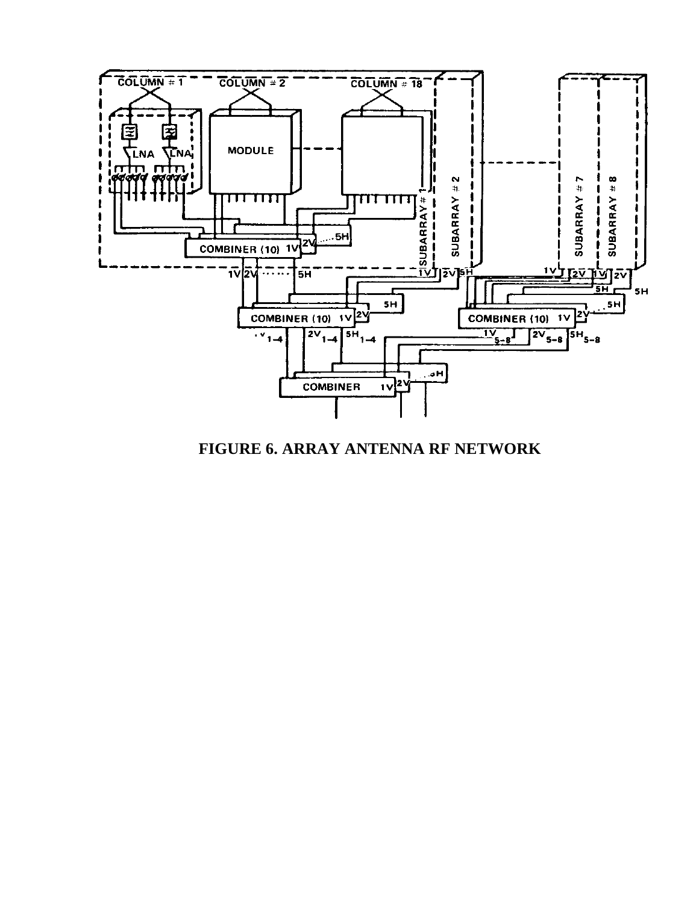FIGURE 6. ARRAY ANTENNA RF NETWORK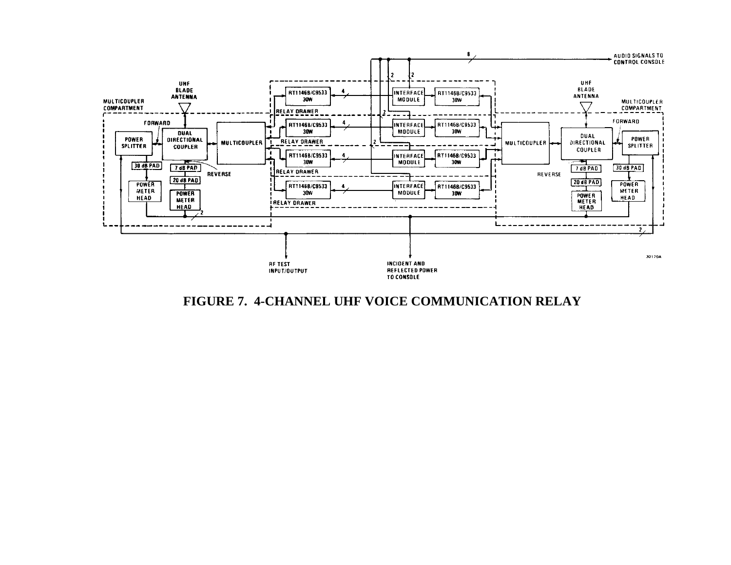AUDIO SIGNALS TO CONTROL CONSOLE

8

2

2

2

2

MULTICOUPLER COMPARTMENT

UHF BLADE ANTENNA

FORWARD

POWER SPLITTER

DUAL DIRECTIONAL COUPLER

MULTICOUPLER

30 dB PAD

7 dB PAD

REVERSE

20 dB PAD

POWER METER HEAD

POWER METER HEAD

2

RT1146B/C9533 30W

4

INTERFACE MODULE

RT1146B/C9533 30W

RELAY DRAWER

RT1146B/C9533 30W

4

INTERFACE MODULE

RT1146B/C9533 30W

RELAY DRAWER

RT1146B/C9533 30W

4

INTERFACE MODULE

RT1146B/C9533 30W

RELAY DRAWER

RT1146B/C9533 30W

4

INTERFACE MODULE

RT1146B/C9533 30W

RELAY DRAWER

UHF BLADE ANTENNA

MULTICOUPLER COMPARTMENT

FORWARD

MULTICOUPLER

DUAL DIRECTIONAL COUPLER

POWER SPLITTER

REVERSE

7 dB PAD

30 dB PAD

20 dB PAD

POWER METER HEAD

POWER METER HEAD

2

RF TEST INPUT/OUTPUT

INCIDENT AND REFLECTED POWER TO CONSOLE

30170A

**FIGURE 7. 4-CHANNEL UHF VOICE COMMUNICATION RELAY**